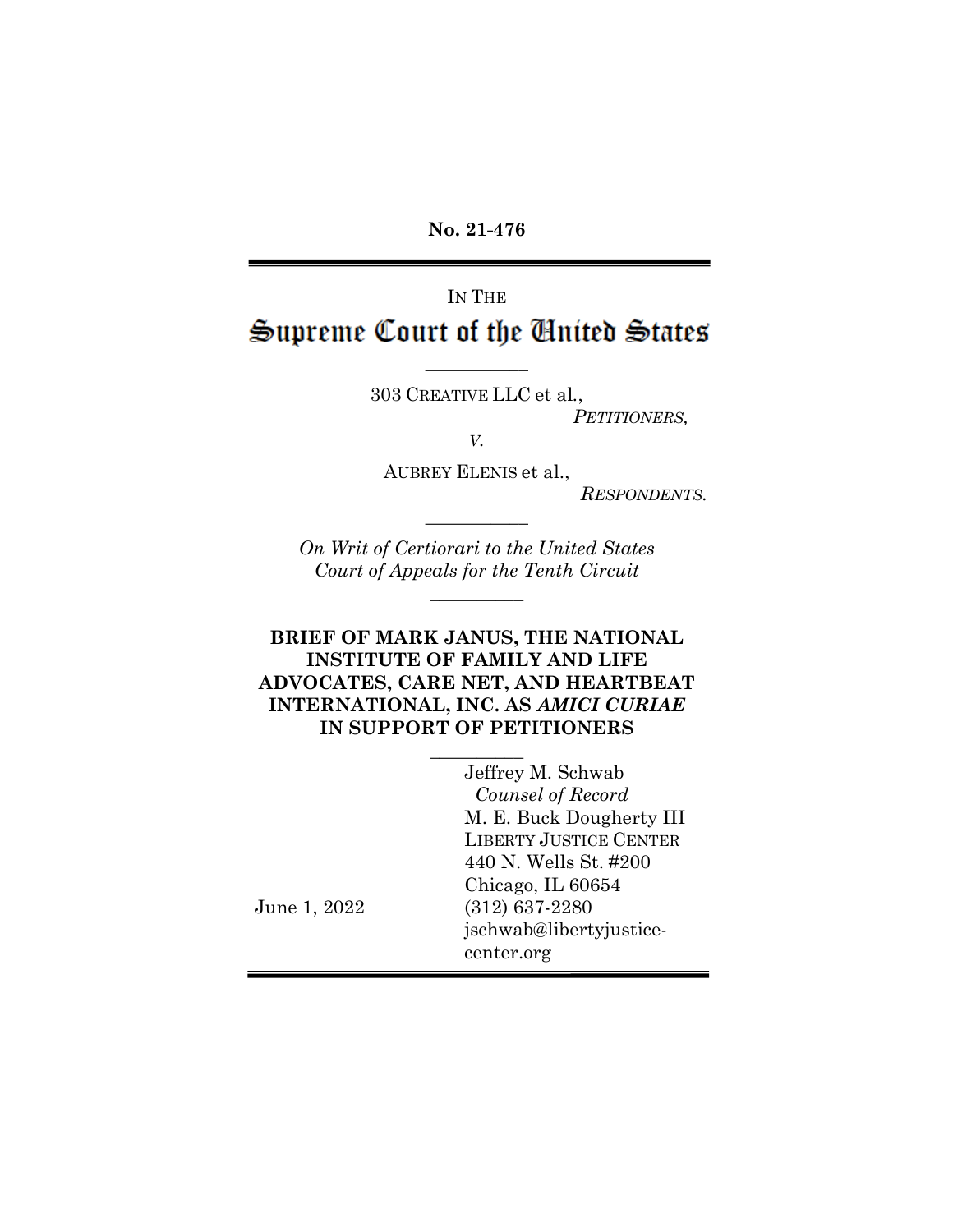**No. 21-476**

---

IN THE

# Supreme Court of the United States

---

303 CREATIVE LLC et al.,

*PETITIONERS,*

*V.*

AUBREY ELENIS et al.,

*RESPONDENTS.*

---

*On Writ of Certiorari to the United States Court of Appeals for the Tenth Circuit*

---

**BRIEF OF MARK JANUS, THE NATIONAL INSTITUTE OF FAMILY AND LIFE ADVOCATES, CARE NET, AND HEARTBEAT INTERNATIONAL, INC. AS *AMICI CURIAE* IN SUPPORT OF PETITIONERS**

---

Jeffrey M. Schwab
*Counsel of Record*
M. E. Buck Dougherty III
LIBERTY JUSTICE CENTER
440 N. Wells St. #200
Chicago, IL 60654
(312) 637-2280
jschwab@libertyjustice-center.org

June 1, 2022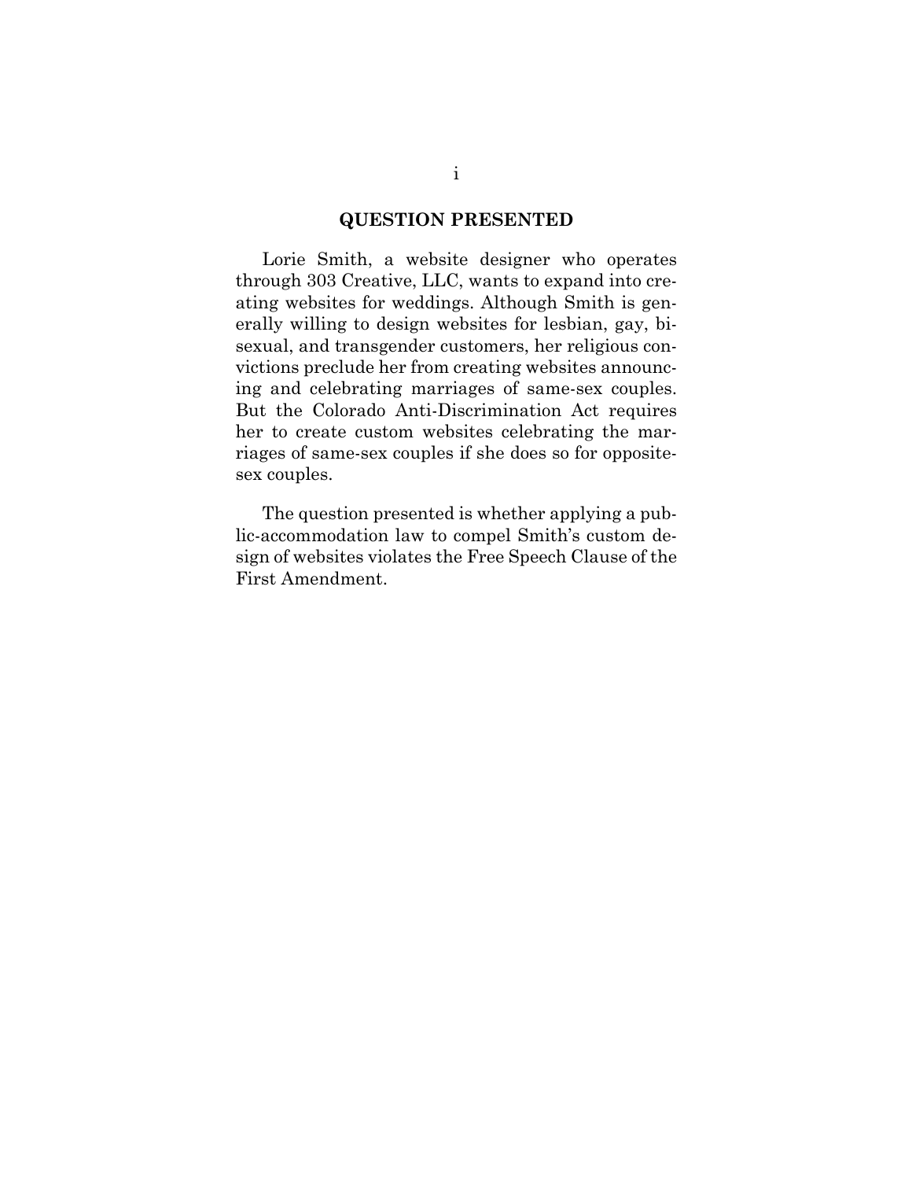## QUESTION PRESENTED

Lorie Smith, a website designer who operates through 303 Creative, LLC, wants to expand into creating websites for weddings. Although Smith is generally willing to design websites for lesbian, gay, bisexual, and transgender customers, her religious convictions preclude her from creating websites announcing and celebrating marriages of same-sex couples. But the Colorado Anti-Discrimination Act requires her to create custom websites celebrating the marriages of same-sex couples if she does so for opposite-sex couples.

The question presented is whether applying a public-accommodation law to compel Smith's custom design of websites violates the Free Speech Clause of the First Amendment.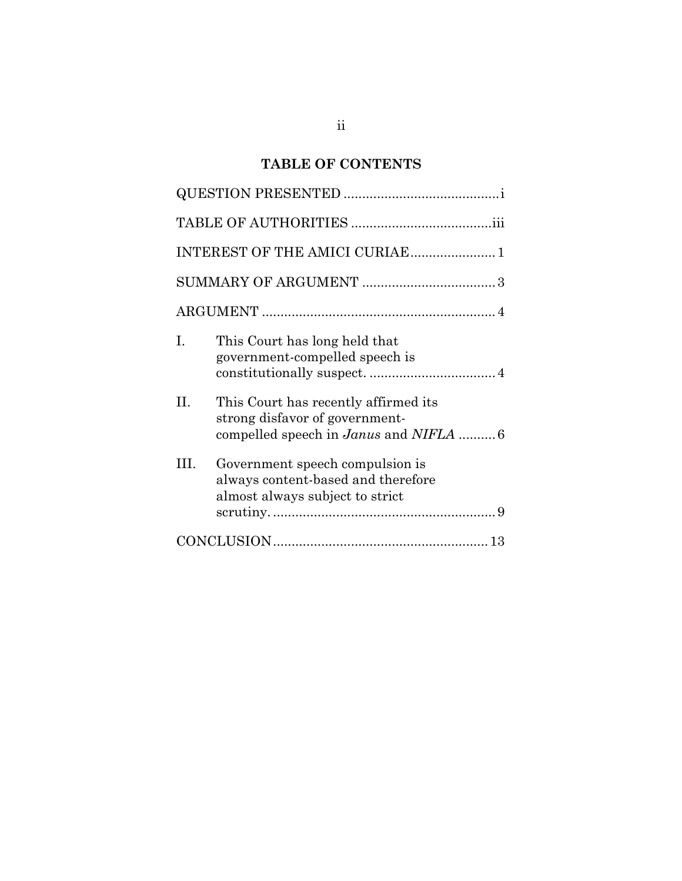## TABLE OF CONTENTS

| | | |
|---|---|---|
| QUESTION PRESENTED | | i |
| TABLE OF AUTHORITIES | | iii |
| INTEREST OF THE AMICI CURIAE | | 1 |
| SUMMARY OF ARGUMENT | | 3 |
| ARGUMENT | | 4 |
| I. | This Court has long held that government-compelled speech is constitutionally suspect. | 4 |
| II. | This Court has recently affirmed its strong disfavor of government-compelled speech in *Janus* and *NIFLA* | 6 |
| III. | Government speech compulsion is always content-based and therefore almost always subject to strict scrutiny. | 9 |
| CONCLUSION | | 13 |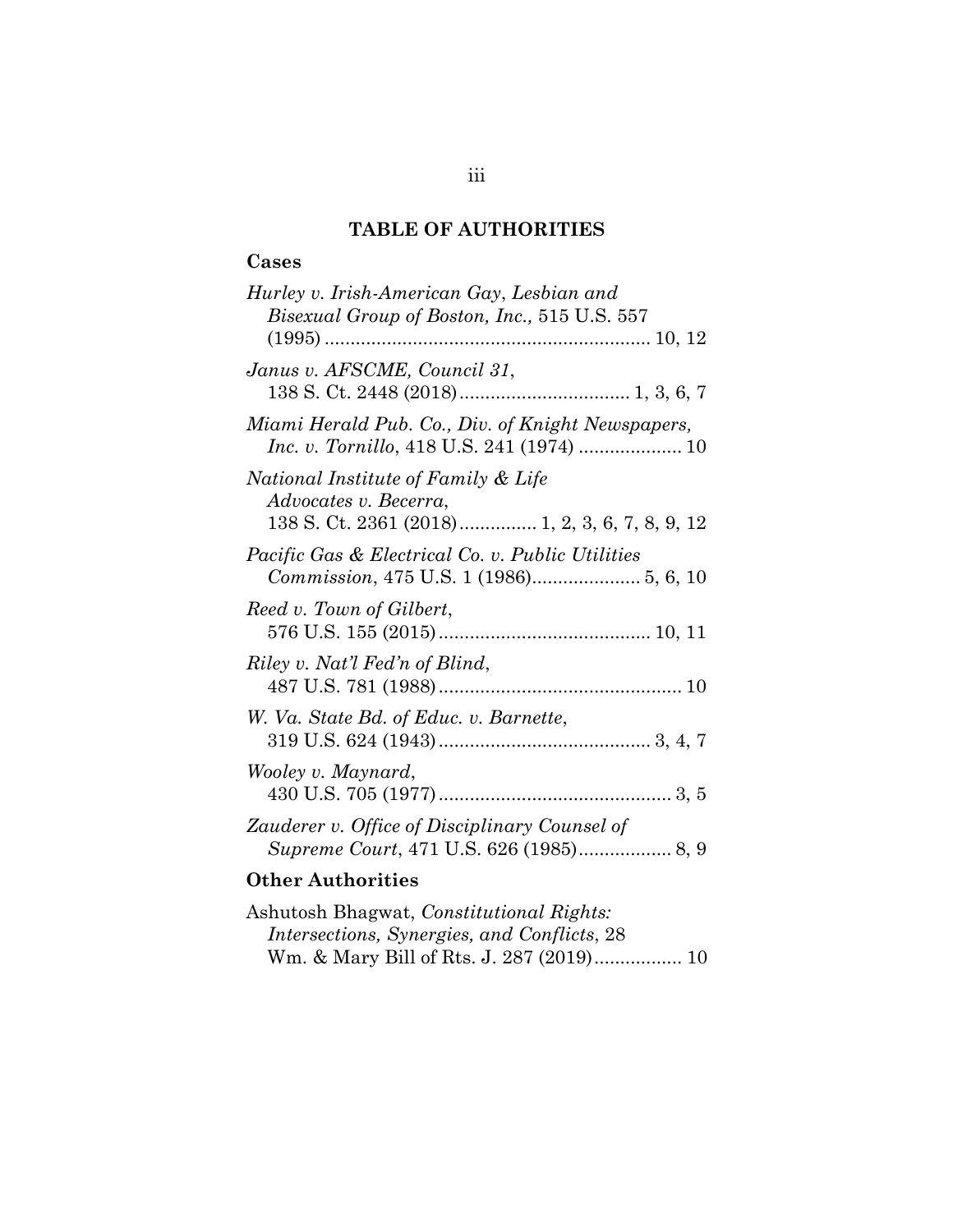## TABLE OF AUTHORITIES

### Cases

*Hurley v. Irish-American Gay, Lesbian and Bisexual Group of Boston, Inc.,* 515 U.S. 557 (1995) .............................................................. 10, 12

*Janus v. AFSCME, Council 31*, 138 S. Ct. 2448 (2018)................................ 1, 3, 6, 7

*Miami Herald Pub. Co., Div. of Knight Newspapers, Inc. v. Tornillo*, 418 U.S. 241 (1974) .................... 10

*National Institute of Family & Life Advocates v. Becerra*, 138 S. Ct. 2361 (2018)............... 1, 2, 3, 6, 7, 8, 9, 12

*Pacific Gas & Electrical Co. v. Public Utilities Commission*, 475 U.S. 1 (1986)..................... 5, 6, 10

*Reed v. Town of Gilbert*, 576 U.S. 155 (2015)......................................... 10, 11

*Riley v. Nat'l Fed'n of Blind*, 487 U.S. 781 (1988)............................................... 10

*W. Va. State Bd. of Educ. v. Barnette*, 319 U.S. 624 (1943)......................................... 3, 4, 7

*Wooley v. Maynard*, 430 U.S. 705 (1977)............................................ 3, 5

*Zauderer v. Office of Disciplinary Counsel of Supreme Court*, 471 U.S. 626 (1985).................. 8, 9

### Other Authorities

Ashutosh Bhagwat, *Constitutional Rights: Intersections, Synergies, and Conflicts*, 28 Wm. & Mary Bill of Rts. J. 287 (2019)................. 10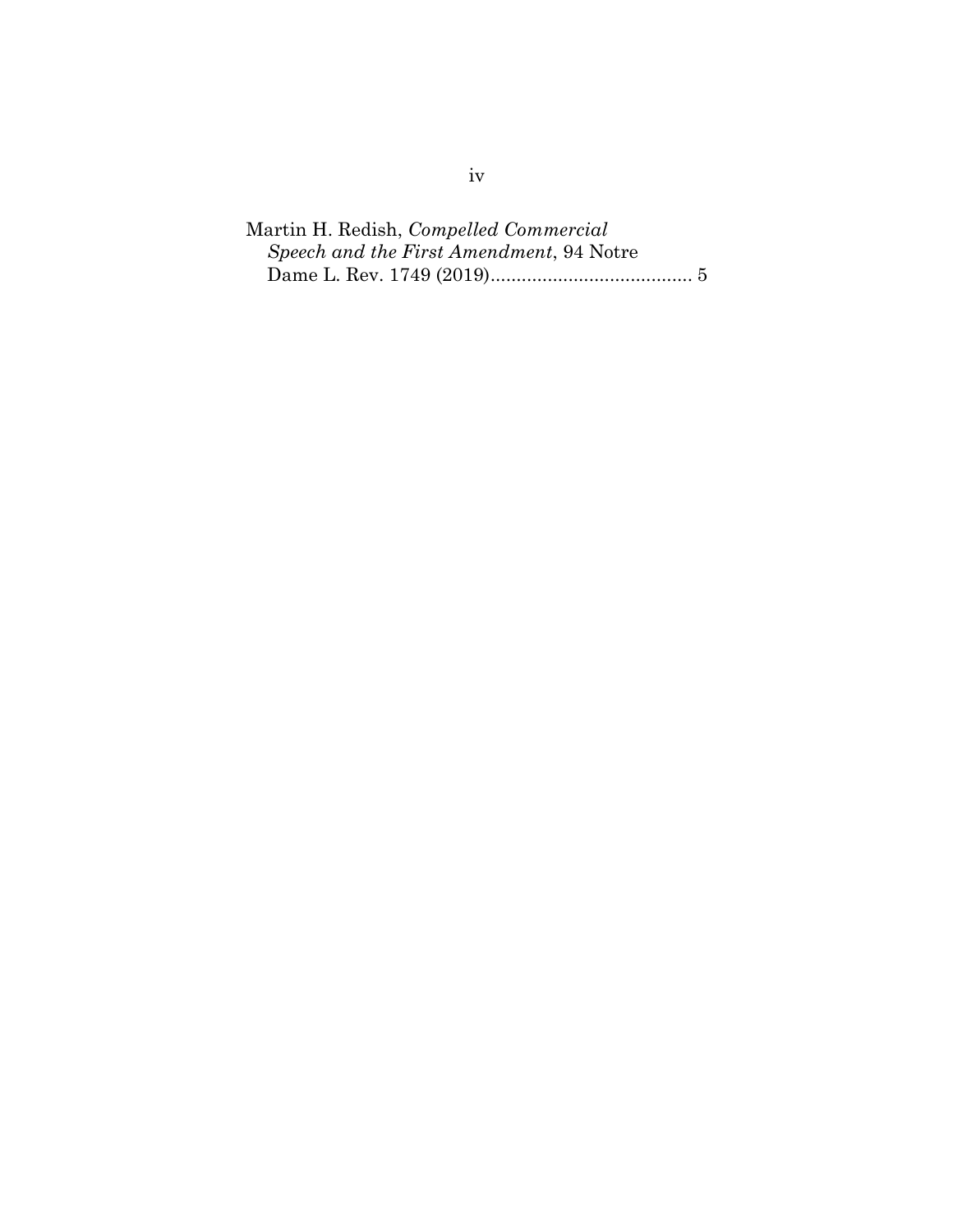Martin H. Redish, *Compelled Commercial Speech and the First Amendment*, 94 Notre Dame L. Rev. 1749 (2019)....................................... 5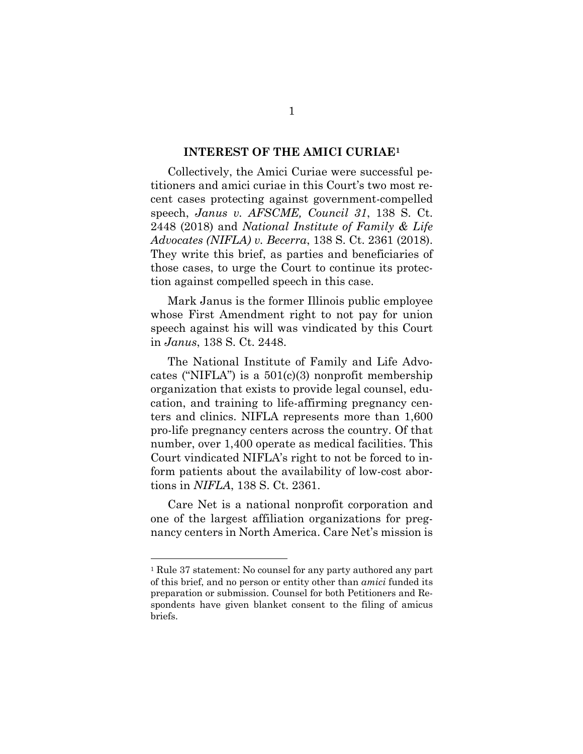## INTEREST OF THE AMICI CURIAE[1]

Collectively, the Amici Curiae were successful petitioners and amici curiae in this Court's two most recent cases protecting against government-compelled speech, *Janus v. AFSCME, Council 31*, 138 S. Ct. 2448 (2018) and *National Institute of Family & Life Advocates (NIFLA) v. Becerra*, 138 S. Ct. 2361 (2018). They write this brief, as parties and beneficiaries of those cases, to urge the Court to continue its protection against compelled speech in this case.

Mark Janus is the former Illinois public employee whose First Amendment right to not pay for union speech against his will was vindicated by this Court in *Janus*, 138 S. Ct. 2448.

The National Institute of Family and Life Advocates ("NIFLA") is a 501(c)(3) nonprofit membership organization that exists to provide legal counsel, education, and training to life-affirming pregnancy centers and clinics. NIFLA represents more than 1,600 pro-life pregnancy centers across the country. Of that number, over 1,400 operate as medical facilities. This Court vindicated NIFLA's right to not be forced to inform patients about the availability of low-cost abortions in *NIFLA*, 138 S. Ct. 2361.

Care Net is a national nonprofit corporation and one of the largest affiliation organizations for pregnancy centers in North America. Care Net's mission is

---

[1] Rule 37 statement: No counsel for any party authored any part of this brief, and no person or entity other than *amici* funded its preparation or submission. Counsel for both Petitioners and Respondents have given blanket consent to the filing of amicus briefs.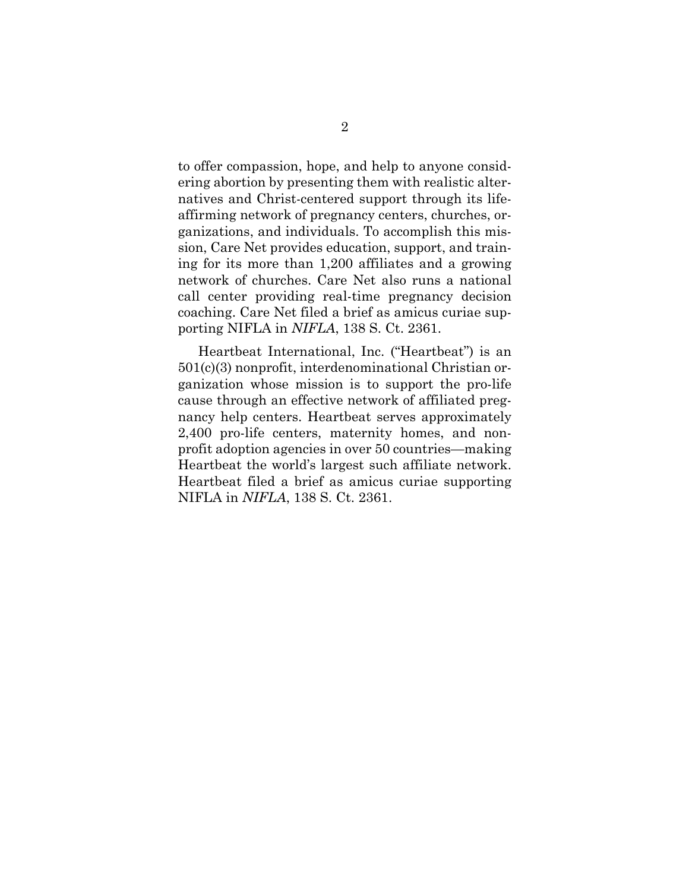to offer compassion, hope, and help to anyone considering abortion by presenting them with realistic alternatives and Christ-centered support through its life-affirming network of pregnancy centers, churches, organizations, and individuals. To accomplish this mission, Care Net provides education, support, and training for its more than 1,200 affiliates and a growing network of churches. Care Net also runs a national call center providing real-time pregnancy decision coaching. Care Net filed a brief as amicus curiae supporting NIFLA in *NIFLA*, 138 S. Ct. 2361.

Heartbeat International, Inc. ("Heartbeat") is an 501(c)(3) nonprofit, interdenominational Christian organization whose mission is to support the pro-life cause through an effective network of affiliated pregnancy help centers. Heartbeat serves approximately 2,400 pro-life centers, maternity homes, and nonprofit adoption agencies in over 50 countries—making Heartbeat the world's largest such affiliate network. Heartbeat filed a brief as amicus curiae supporting NIFLA in *NIFLA*, 138 S. Ct. 2361.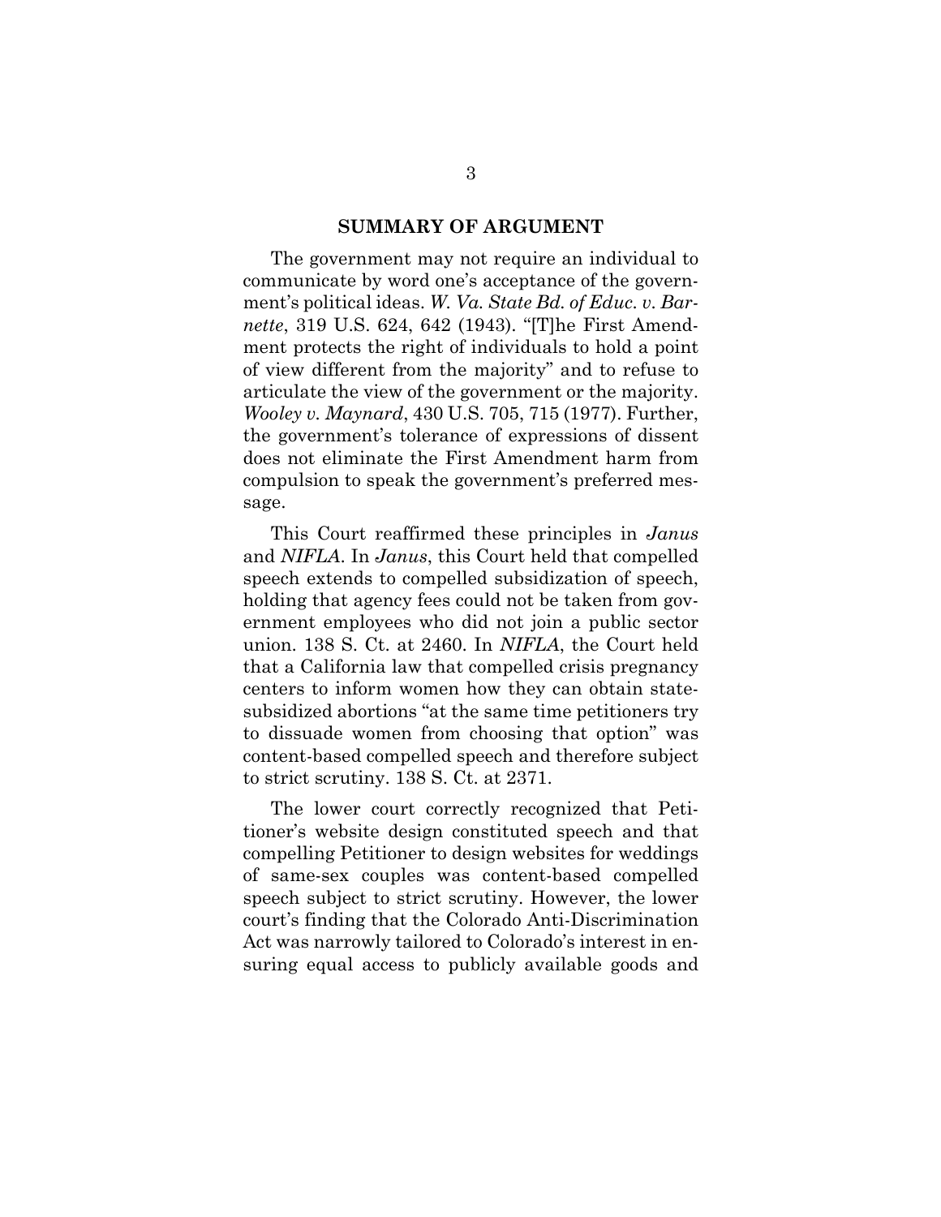## SUMMARY OF ARGUMENT

The government may not require an individual to communicate by word one's acceptance of the government's political ideas. *W. Va. State Bd. of Educ. v. Barnette*, 319 U.S. 624, 642 (1943). "[T]he First Amendment protects the right of individuals to hold a point of view different from the majority" and to refuse to articulate the view of the government or the majority. *Wooley v. Maynard*, 430 U.S. 705, 715 (1977). Further, the government's tolerance of expressions of dissent does not eliminate the First Amendment harm from compulsion to speak the government's preferred message.

This Court reaffirmed these principles in *Janus* and *NIFLA*. In *Janus*, this Court held that compelled speech extends to compelled subsidization of speech, holding that agency fees could not be taken from government employees who did not join a public sector union. 138 S. Ct. at 2460. In *NIFLA*, the Court held that a California law that compelled crisis pregnancy centers to inform women how they can obtain state-subsidized abortions "at the same time petitioners try to dissuade women from choosing that option" was content-based compelled speech and therefore subject to strict scrutiny. 138 S. Ct. at 2371.

The lower court correctly recognized that Petitioner's website design constituted speech and that compelling Petitioner to design websites for weddings of same-sex couples was content-based compelled speech subject to strict scrutiny. However, the lower court's finding that the Colorado Anti-Discrimination Act was narrowly tailored to Colorado's interest in ensuring equal access to publicly available goods and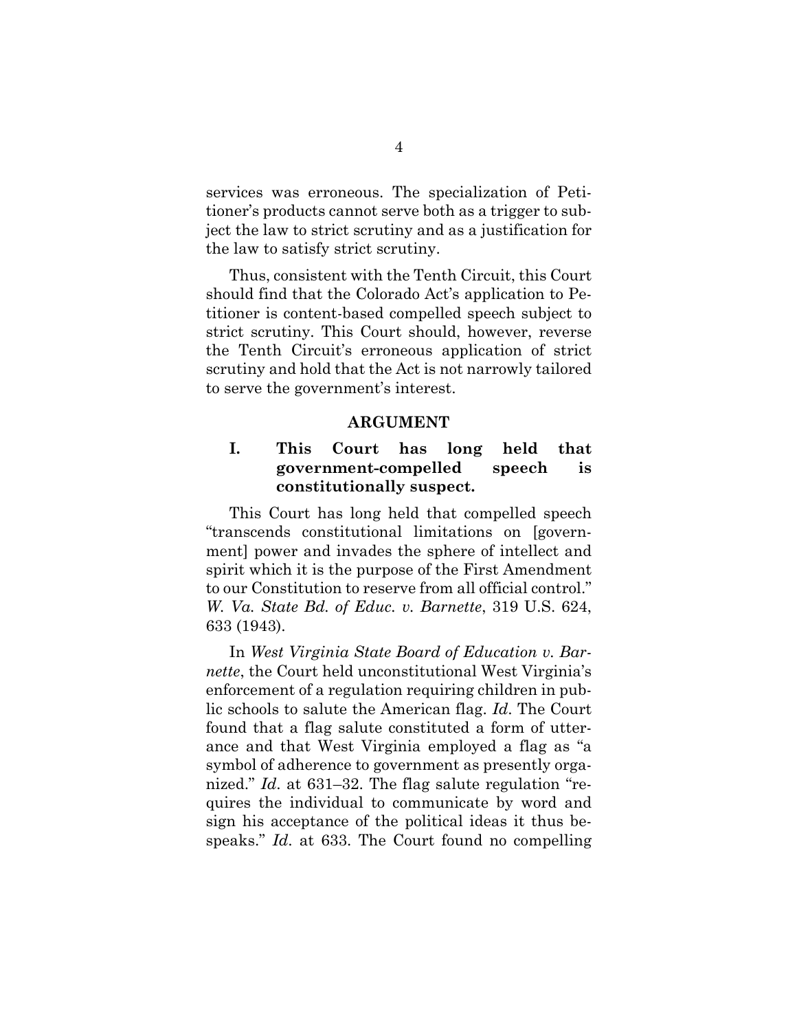services was erroneous. The specialization of Petitioner's products cannot serve both as a trigger to subject the law to strict scrutiny and as a justification for the law to satisfy strict scrutiny.

Thus, consistent with the Tenth Circuit, this Court should find that the Colorado Act's application to Petitioner is content-based compelled speech subject to strict scrutiny. This Court should, however, reverse the Tenth Circuit's erroneous application of strict scrutiny and hold that the Act is not narrowly tailored to serve the government's interest.

## ARGUMENT

### I. This Court has long held that government-compelled speech is constitutionally suspect.

This Court has long held that compelled speech "transcends constitutional limitations on [government] power and invades the sphere of intellect and spirit which it is the purpose of the First Amendment to our Constitution to reserve from all official control." *W. Va. State Bd. of Educ. v. Barnette*, 319 U.S. 624, 633 (1943).

In *West Virginia State Board of Education v. Barnette*, the Court held unconstitutional West Virginia's enforcement of a regulation requiring children in public schools to salute the American flag. *Id*. The Court found that a flag salute constituted a form of utterance and that West Virginia employed a flag as "a symbol of adherence to government as presently organized." *Id*. at 631–32. The flag salute regulation "requires the individual to communicate by word and sign his acceptance of the political ideas it thus bespeaks." *Id*. at 633. The Court found no compelling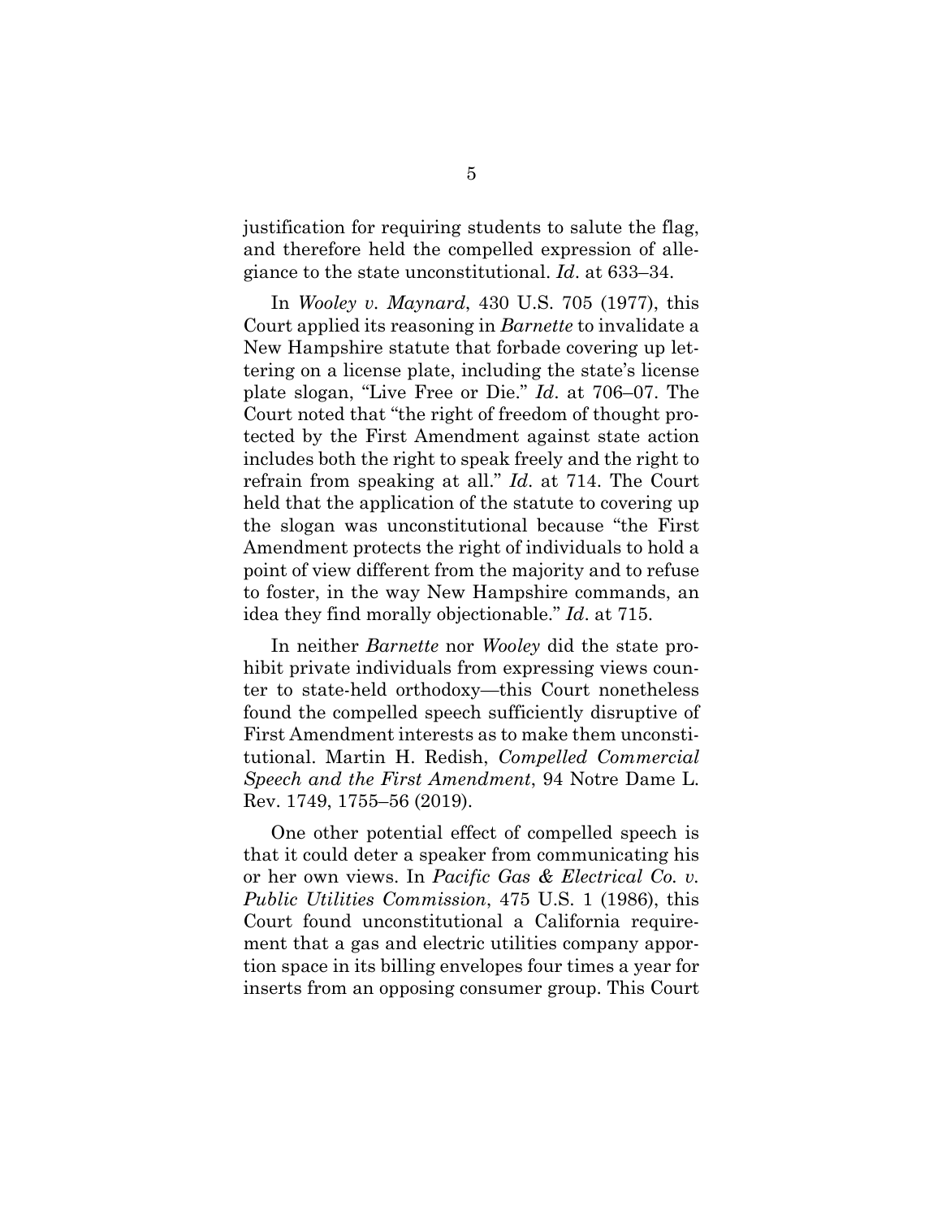justification for requiring students to salute the flag, and therefore held the compelled expression of allegiance to the state unconstitutional. *Id*. at 633–34.

In *Wooley v. Maynard*, 430 U.S. 705 (1977), this Court applied its reasoning in *Barnette* to invalidate a New Hampshire statute that forbade covering up lettering on a license plate, including the state's license plate slogan, "Live Free or Die." *Id*. at 706–07. The Court noted that "the right of freedom of thought protected by the First Amendment against state action includes both the right to speak freely and the right to refrain from speaking at all." *Id*. at 714. The Court held that the application of the statute to covering up the slogan was unconstitutional because "the First Amendment protects the right of individuals to hold a point of view different from the majority and to refuse to foster, in the way New Hampshire commands, an idea they find morally objectionable." *Id*. at 715.

In neither *Barnette* nor *Wooley* did the state prohibit private individuals from expressing views counter to state-held orthodoxy—this Court nonetheless found the compelled speech sufficiently disruptive of First Amendment interests as to make them unconstitutional. Martin H. Redish, *Compelled Commercial Speech and the First Amendment*, 94 Notre Dame L. Rev. 1749, 1755–56 (2019).

One other potential effect of compelled speech is that it could deter a speaker from communicating his or her own views. In *Pacific Gas & Electrical Co. v. Public Utilities Commission*, 475 U.S. 1 (1986), this Court found unconstitutional a California requirement that a gas and electric utilities company apportion space in its billing envelopes four times a year for inserts from an opposing consumer group. This Court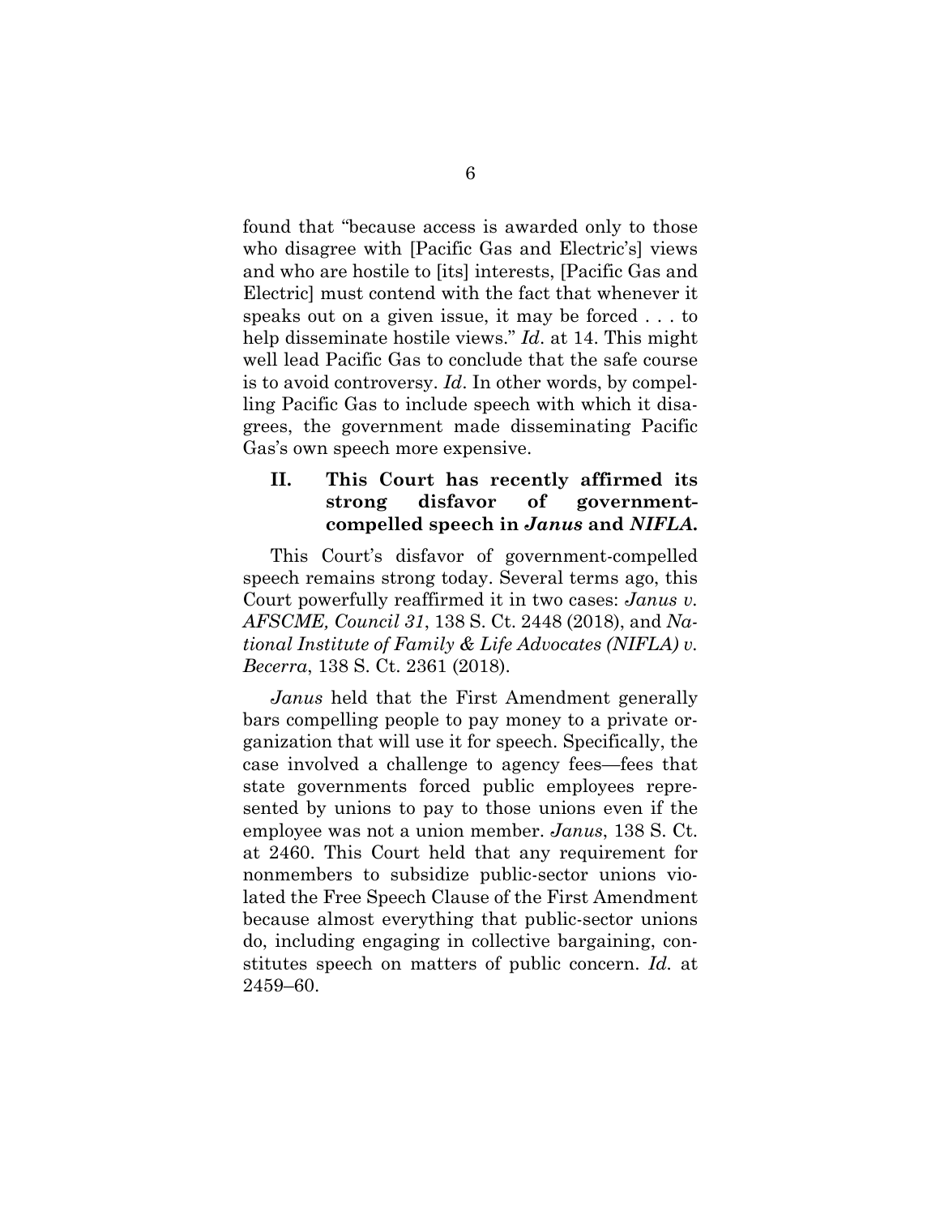found that "because access is awarded only to those who disagree with [Pacific Gas and Electric's] views and who are hostile to [its] interests, [Pacific Gas and Electric] must contend with the fact that whenever it speaks out on a given issue, it may be forced . . . to help disseminate hostile views." *Id*. at 14. This might well lead Pacific Gas to conclude that the safe course is to avoid controversy. *Id*. In other words, by compelling Pacific Gas to include speech with which it disagrees, the government made disseminating Pacific Gas's own speech more expensive.

## II. This Court has recently affirmed its strong disfavor of government-compelled speech in *Janus* and *NIFLA*.

This Court's disfavor of government-compelled speech remains strong today. Several terms ago, this Court powerfully reaffirmed it in two cases: *Janus v. AFSCME, Council 31*, 138 S. Ct. 2448 (2018), and *National Institute of Family & Life Advocates (NIFLA) v. Becerra*, 138 S. Ct. 2361 (2018).

*Janus* held that the First Amendment generally bars compelling people to pay money to a private organization that will use it for speech. Specifically, the case involved a challenge to agency fees—fees that state governments forced public employees represented by unions to pay to those unions even if the employee was not a union member. *Janus*, 138 S. Ct. at 2460. This Court held that any requirement for nonmembers to subsidize public-sector unions violated the Free Speech Clause of the First Amendment because almost everything that public-sector unions do, including engaging in collective bargaining, constitutes speech on matters of public concern. *Id.* at 2459–60.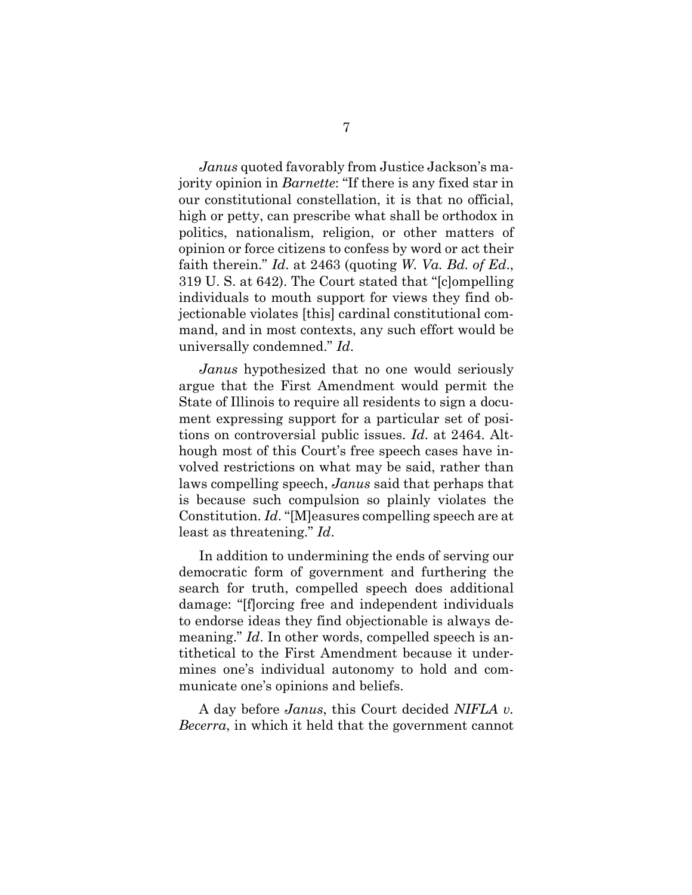*Janus* quoted favorably from Justice Jackson's majority opinion in *Barnette*: "If there is any fixed star in our constitutional constellation, it is that no official, high or petty, can prescribe what shall be orthodox in politics, nationalism, religion, or other matters of opinion or force citizens to confess by word or act their faith therein." *Id*. at 2463 (quoting *W. Va. Bd. of Ed*., 319 U. S. at 642). The Court stated that "[c]ompelling individuals to mouth support for views they find objectionable violates [this] cardinal constitutional command, and in most contexts, any such effort would be universally condemned." *Id*.

*Janus* hypothesized that no one would seriously argue that the First Amendment would permit the State of Illinois to require all residents to sign a document expressing support for a particular set of positions on controversial public issues. *Id*. at 2464. Although most of this Court's free speech cases have involved restrictions on what may be said, rather than laws compelling speech, *Janus* said that perhaps that is because such compulsion so plainly violates the Constitution. *Id*. "[M]easures compelling speech are at least as threatening." *Id*.

In addition to undermining the ends of serving our democratic form of government and furthering the search for truth, compelled speech does additional damage: "[f]orcing free and independent individuals to endorse ideas they find objectionable is always demeaning." *Id*. In other words, compelled speech is antithetical to the First Amendment because it undermines one's individual autonomy to hold and communicate one's opinions and beliefs.

A day before *Janus*, this Court decided *NIFLA v. Becerra*, in which it held that the government cannot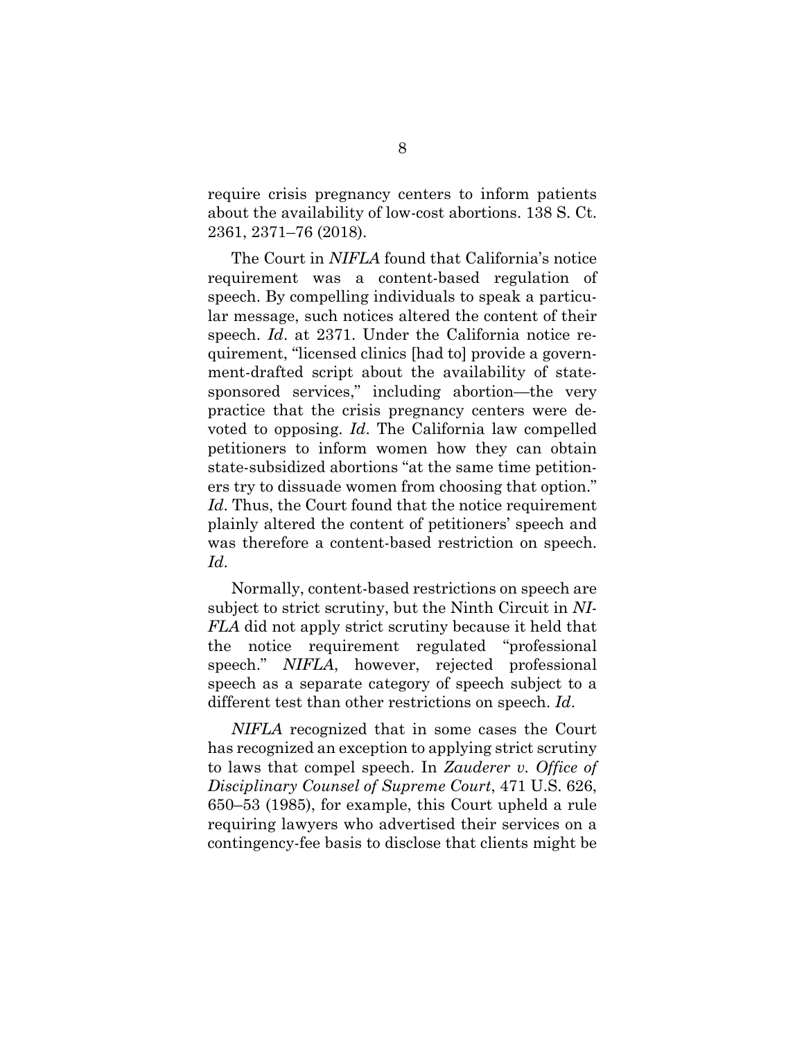require crisis pregnancy centers to inform patients about the availability of low-cost abortions. 138 S. Ct. 2361, 2371–76 (2018).

The Court in *NIFLA* found that California's notice requirement was a content-based regulation of speech. By compelling individuals to speak a particular message, such notices altered the content of their speech. *Id*. at 2371. Under the California notice requirement, "licensed clinics [had to] provide a government-drafted script about the availability of state-sponsored services," including abortion—the very practice that the crisis pregnancy centers were devoted to opposing. *Id*. The California law compelled petitioners to inform women how they can obtain state-subsidized abortions "at the same time petitioners try to dissuade women from choosing that option." *Id*. Thus, the Court found that the notice requirement plainly altered the content of petitioners' speech and was therefore a content-based restriction on speech. *Id*.

Normally, content-based restrictions on speech are subject to strict scrutiny, but the Ninth Circuit in *NIFLA* did not apply strict scrutiny because it held that the notice requirement regulated "professional speech." *NIFLA*, however, rejected professional speech as a separate category of speech subject to a different test than other restrictions on speech. *Id*.

*NIFLA* recognized that in some cases the Court has recognized an exception to applying strict scrutiny to laws that compel speech. In *Zauderer v. Office of Disciplinary Counsel of Supreme Court*, 471 U.S. 626, 650–53 (1985), for example, this Court upheld a rule requiring lawyers who advertised their services on a contingency-fee basis to disclose that clients might be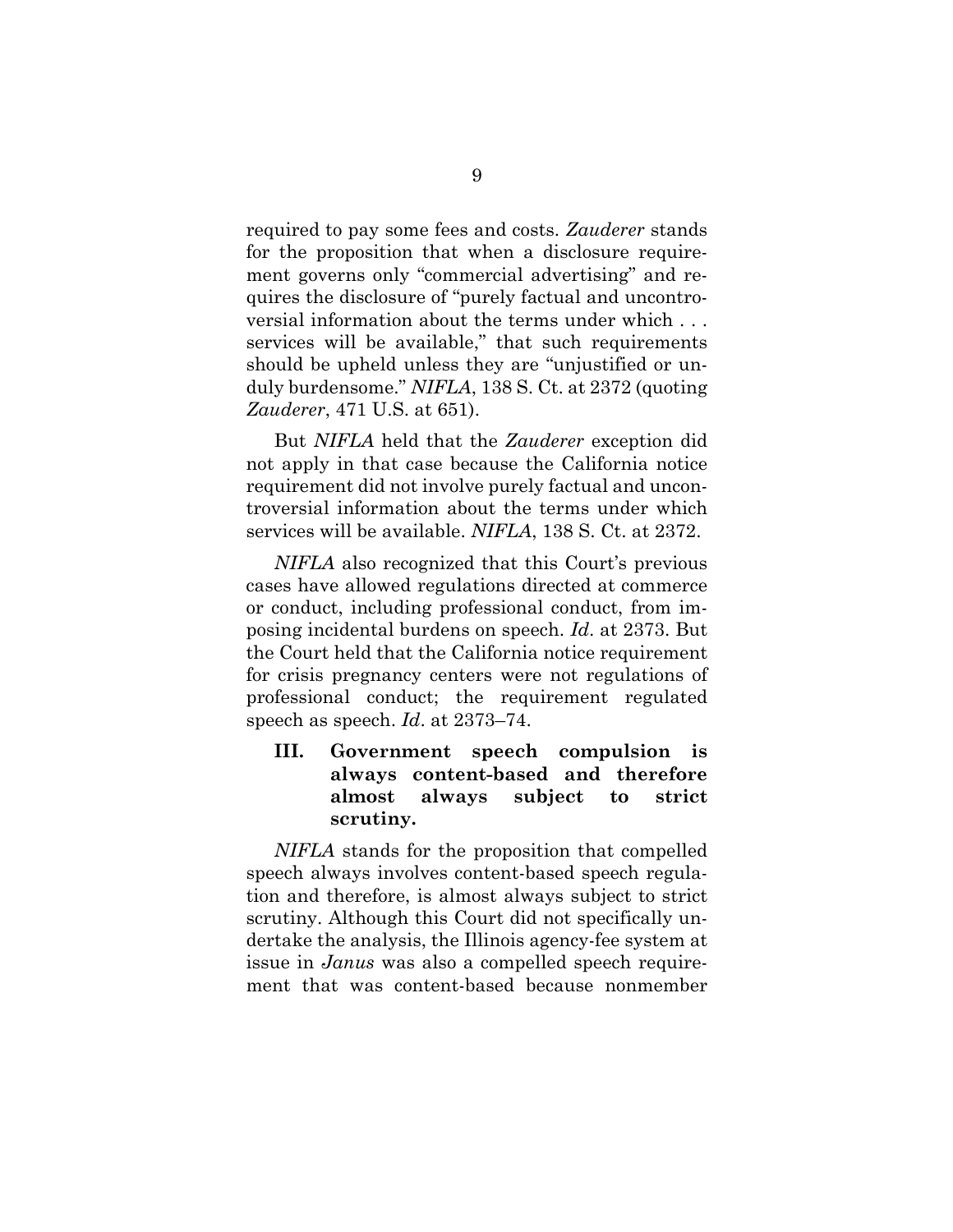required to pay some fees and costs. *Zauderer* stands for the proposition that when a disclosure requirement governs only "commercial advertising" and requires the disclosure of "purely factual and uncontroversial information about the terms under which . . . services will be available," that such requirements should be upheld unless they are "unjustified or unduly burdensome." *NIFLA*, 138 S. Ct. at 2372 (quoting *Zauderer*, 471 U.S. at 651).

But *NIFLA* held that the *Zauderer* exception did not apply in that case because the California notice requirement did not involve purely factual and uncontroversial information about the terms under which services will be available. *NIFLA*, 138 S. Ct. at 2372.

*NIFLA* also recognized that this Court's previous cases have allowed regulations directed at commerce or conduct, including professional conduct, from imposing incidental burdens on speech. *Id*. at 2373. But the Court held that the California notice requirement for crisis pregnancy centers were not regulations of professional conduct; the requirement regulated speech as speech. *Id*. at 2373–74.

## III. Government speech compulsion is always content-based and therefore almost always subject to strict scrutiny.

*NIFLA* stands for the proposition that compelled speech always involves content-based speech regulation and therefore, is almost always subject to strict scrutiny. Although this Court did not specifically undertake the analysis, the Illinois agency-fee system at issue in *Janus* was also a compelled speech requirement that was content-based because nonmember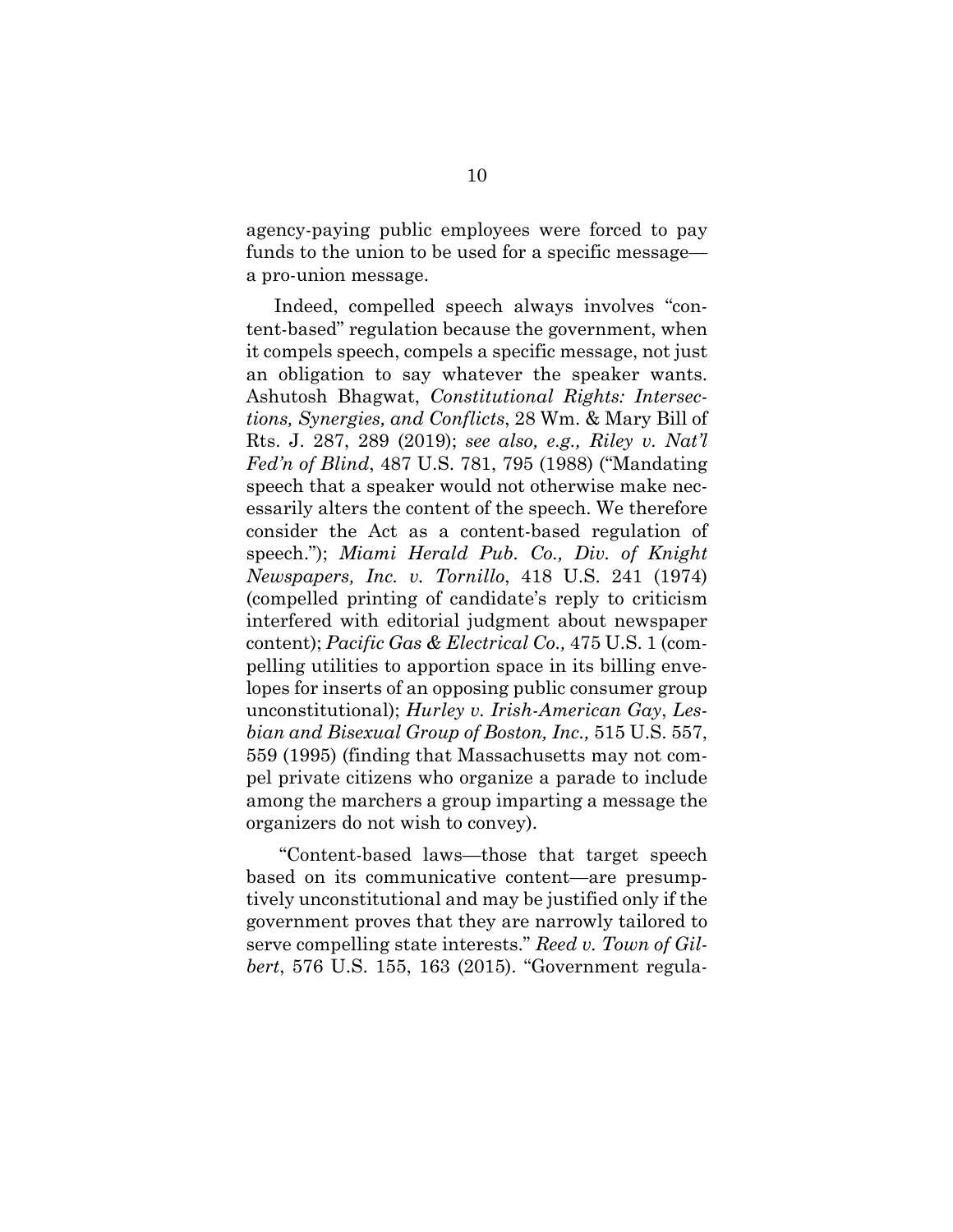agency-paying public employees were forced to pay funds to the union to be used for a specific message—a pro-union message.

Indeed, compelled speech always involves "content-based" regulation because the government, when it compels speech, compels a specific message, not just an obligation to say whatever the speaker wants. Ashutosh Bhagwat, *Constitutional Rights: Intersections, Synergies, and Conflicts*, 28 Wm. & Mary Bill of Rts. J. 287, 289 (2019); *see also, e.g., Riley v. Nat'l Fed'n of Blind*, 487 U.S. 781, 795 (1988) ("Mandating speech that a speaker would not otherwise make necessarily alters the content of the speech. We therefore consider the Act as a content-based regulation of speech."); *Miami Herald Pub. Co., Div. of Knight Newspapers, Inc. v. Tornillo*, 418 U.S. 241 (1974) (compelled printing of candidate's reply to criticism interfered with editorial judgment about newspaper content); *Pacific Gas & Electrical Co.,* 475 U.S. 1 (compelling utilities to apportion space in its billing envelopes for inserts of an opposing public consumer group unconstitutional); *Hurley v. Irish-American Gay*, *Lesbian and Bisexual Group of Boston, Inc.,* 515 U.S. 557, 559 (1995) (finding that Massachusetts may not compel private citizens who organize a parade to include among the marchers a group imparting a message the organizers do not wish to convey).

"Content-based laws—those that target speech based on its communicative content—are presumptively unconstitutional and may be justified only if the government proves that they are narrowly tailored to serve compelling state interests." *Reed v. Town of Gilbert*, 576 U.S. 155, 163 (2015). "Government regula-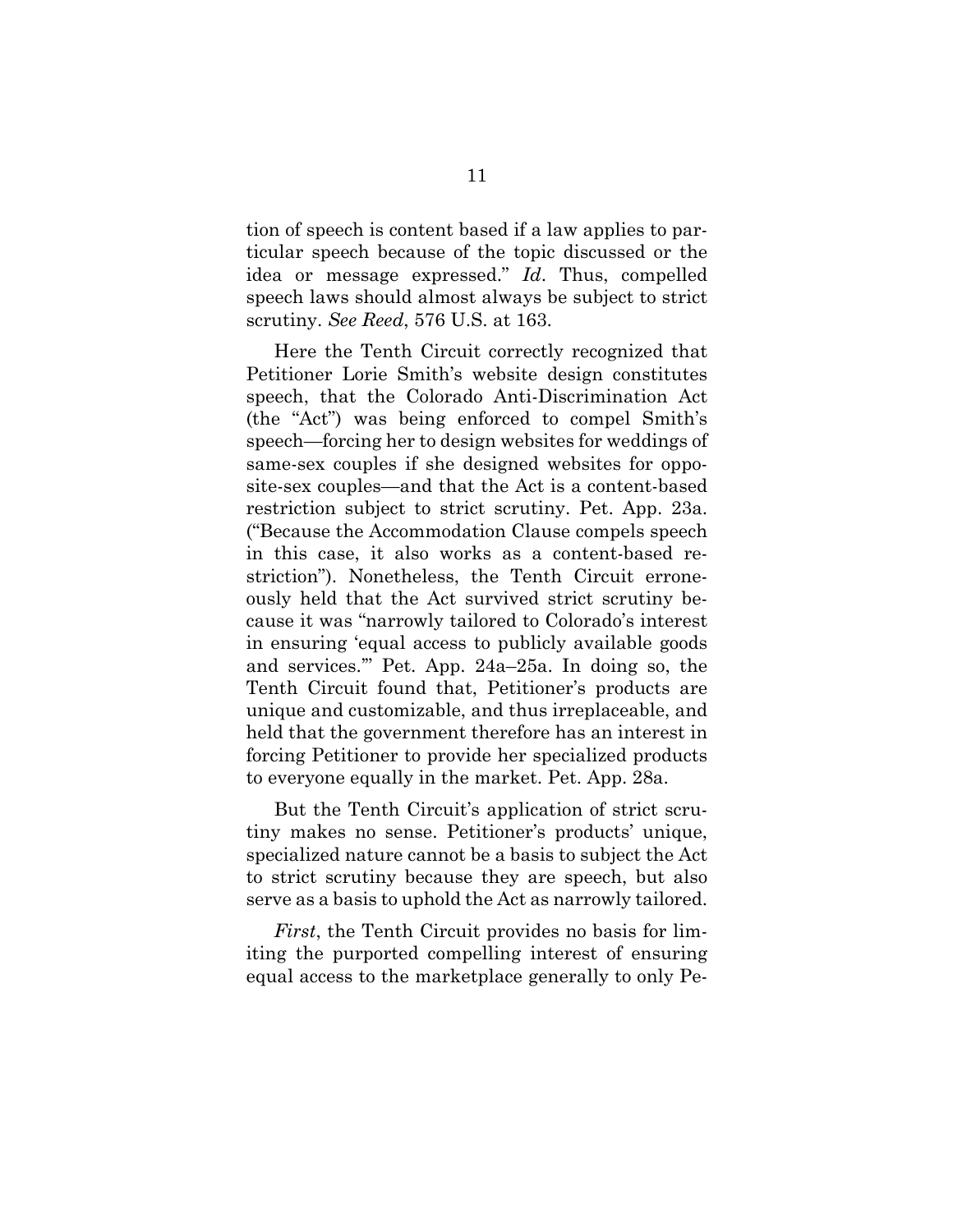tion of speech is content based if a law applies to particular speech because of the topic discussed or the idea or message expressed." *Id*. Thus, compelled speech laws should almost always be subject to strict scrutiny. *See Reed*, 576 U.S. at 163.

Here the Tenth Circuit correctly recognized that Petitioner Lorie Smith's website design constitutes speech, that the Colorado Anti-Discrimination Act (the "Act") was being enforced to compel Smith's speech—forcing her to design websites for weddings of same-sex couples if she designed websites for opposite-sex couples—and that the Act is a content-based restriction subject to strict scrutiny. Pet. App. 23a. ("Because the Accommodation Clause compels speech in this case, it also works as a content-based restriction"). Nonetheless, the Tenth Circuit erroneously held that the Act survived strict scrutiny because it was "narrowly tailored to Colorado's interest in ensuring 'equal access to publicly available goods and services.'" Pet. App. 24a–25a. In doing so, the Tenth Circuit found that, Petitioner's products are unique and customizable, and thus irreplaceable, and held that the government therefore has an interest in forcing Petitioner to provide her specialized products to everyone equally in the market. Pet. App. 28a.

But the Tenth Circuit's application of strict scrutiny makes no sense. Petitioner's products' unique, specialized nature cannot be a basis to subject the Act to strict scrutiny because they are speech, but also serve as a basis to uphold the Act as narrowly tailored.

*First*, the Tenth Circuit provides no basis for limiting the purported compelling interest of ensuring equal access to the marketplace generally to only Pe-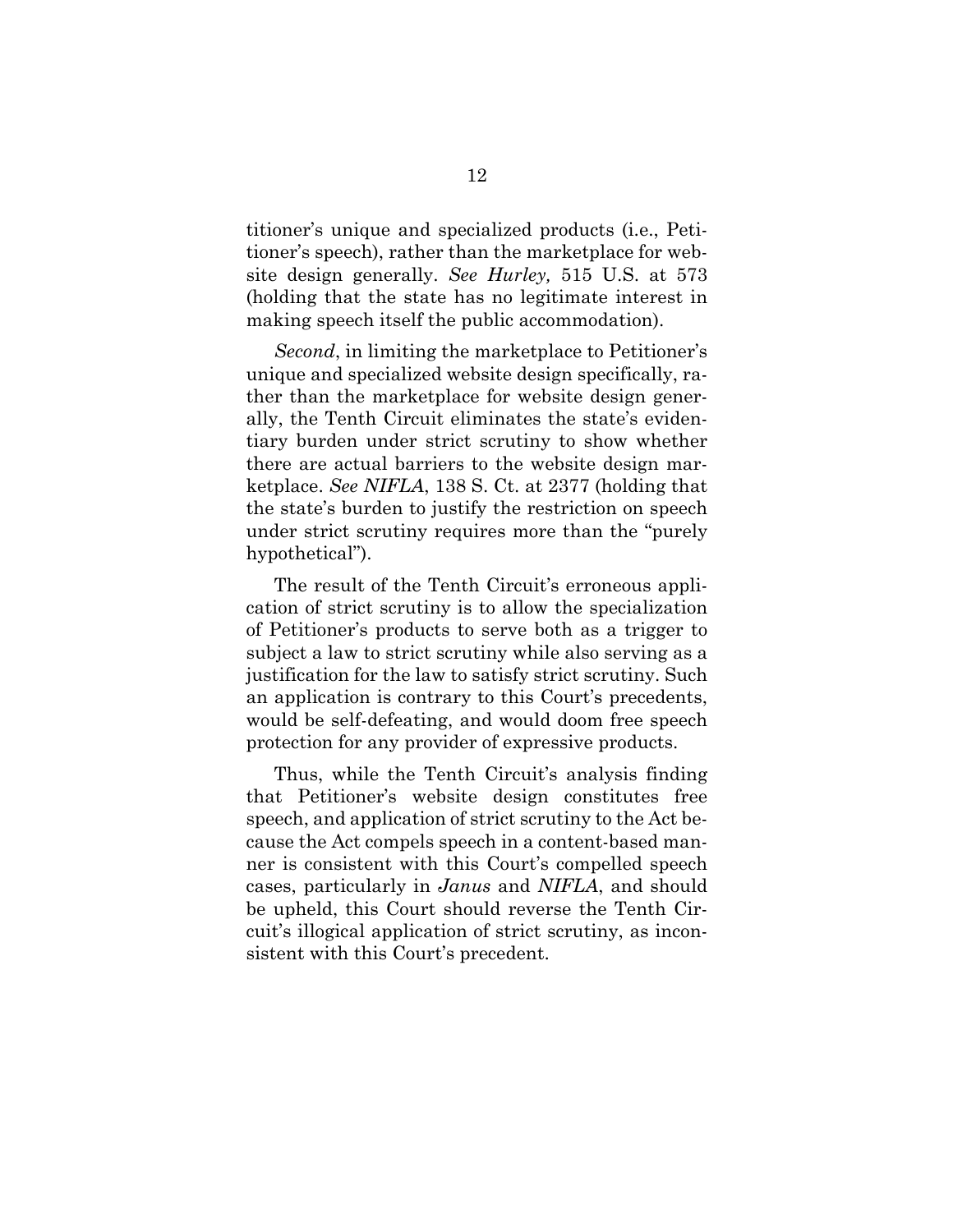titioner's unique and specialized products (i.e., Petitioner's speech), rather than the marketplace for website design generally. *See Hurley,* 515 U.S. at 573 (holding that the state has no legitimate interest in making speech itself the public accommodation).

*Second*, in limiting the marketplace to Petitioner's unique and specialized website design specifically, rather than the marketplace for website design generally, the Tenth Circuit eliminates the state's evidentiary burden under strict scrutiny to show whether there are actual barriers to the website design marketplace. *See NIFLA*, 138 S. Ct. at 2377 (holding that the state's burden to justify the restriction on speech under strict scrutiny requires more than the "purely hypothetical").

The result of the Tenth Circuit's erroneous application of strict scrutiny is to allow the specialization of Petitioner's products to serve both as a trigger to subject a law to strict scrutiny while also serving as a justification for the law to satisfy strict scrutiny. Such an application is contrary to this Court's precedents, would be self-defeating, and would doom free speech protection for any provider of expressive products.

Thus, while the Tenth Circuit's analysis finding that Petitioner's website design constitutes free speech, and application of strict scrutiny to the Act because the Act compels speech in a content-based manner is consistent with this Court's compelled speech cases, particularly in *Janus* and *NIFLA*, and should be upheld, this Court should reverse the Tenth Circuit's illogical application of strict scrutiny, as inconsistent with this Court's precedent.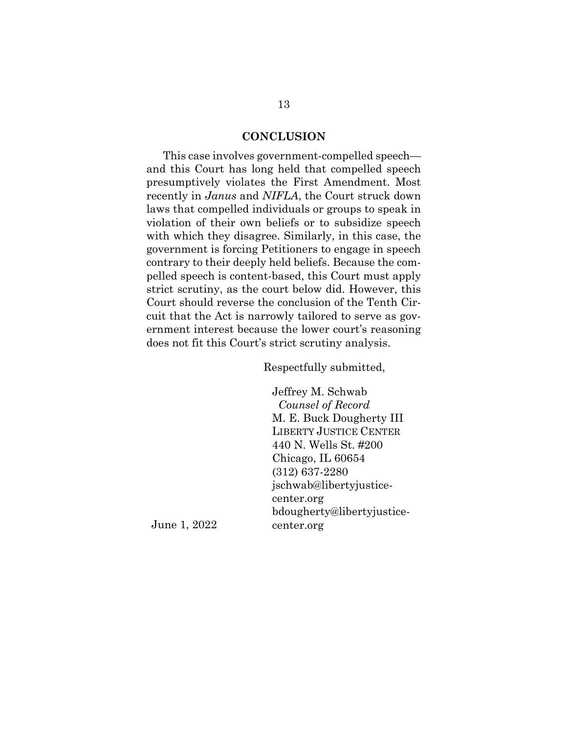## CONCLUSION

This case involves government-compelled speech—and this Court has long held that compelled speech presumptively violates the First Amendment. Most recently in *Janus* and *NIFLA*, the Court struck down laws that compelled individuals or groups to speak in violation of their own beliefs or to subsidize speech with which they disagree. Similarly, in this case, the government is forcing Petitioners to engage in speech contrary to their deeply held beliefs. Because the compelled speech is content-based, this Court must apply strict scrutiny, as the court below did. However, this Court should reverse the conclusion of the Tenth Circuit that the Act is narrowly tailored to serve as government interest because the lower court's reasoning does not fit this Court's strict scrutiny analysis.

Respectfully submitted,

Jeffrey M. Schwab
*Counsel of Record*
M. E. Buck Dougherty III
LIBERTY JUSTICE CENTER
440 N. Wells St. #200
Chicago, IL 60654
(312) 637-2280
jschwab@libertyjustice-center.org
bdougherty@libertyjustice-center.org

June 1, 2022